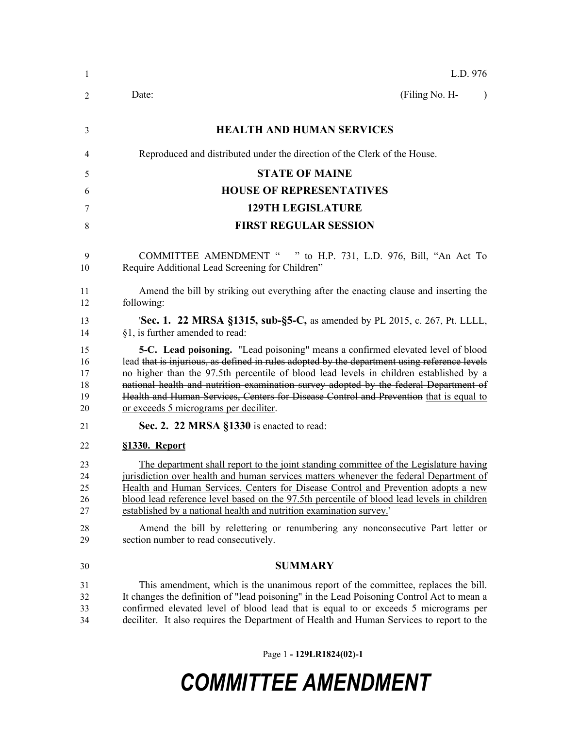L.D. 976

Date: (Filing No. H- )

# HEALTH AND HUMAN SERVICES

Reproduced and distributed under the direction of the Clerk of the House.

## STATE OF MAINE
## HOUSE OF REPRESENTATIVES
## 129TH LEGISLATURE
## FIRST REGULAR SESSION

COMMITTEE AMENDMENT " " to H.P. 731, L.D. 976, Bill, "An Act To Require Additional Lead Screening for Children"

Amend the bill by striking out everything after the enacting clause and inserting the following:

'**Sec. 1. 22 MRSA §1315, sub-§5-C,** as amended by PL 2015, c. 267, Pt. LLLL, §1, is further amended to read:

**5-C. Lead poisoning.** "Lead poisoning" means a confirmed elevated level of blood lead ~~that is injurious, as defined in rules adopted by the department using reference levels no higher than the 97.5th percentile of blood lead levels in children established by a national health and nutrition examination survey adopted by the federal Department of Health and Human Services, Centers for Disease Control and Prevention~~ <u>that is equal to or exceeds 5 micrograms per deciliter</u>.

**Sec. 2. 22 MRSA §1330** is enacted to read:

**<u>§1330. Report</u>**

<u>The department shall report to the joint standing committee of the Legislature having jurisdiction over health and human services matters whenever the federal Department of Health and Human Services, Centers for Disease Control and Prevention adopts a new blood lead reference level based on the 97.5th percentile of blood lead levels in children established by a national health and nutrition examination survey.</u>'

Amend the bill by relettering or renumbering any nonconsecutive Part letter or section number to read consecutively.

## SUMMARY

This amendment, which is the unanimous report of the committee, replaces the bill. It changes the definition of "lead poisoning" in the Lead Poisoning Control Act to mean a confirmed elevated level of blood lead that is equal to or exceeds 5 micrograms per deciliter. It also requires the Department of Health and Human Services to report to the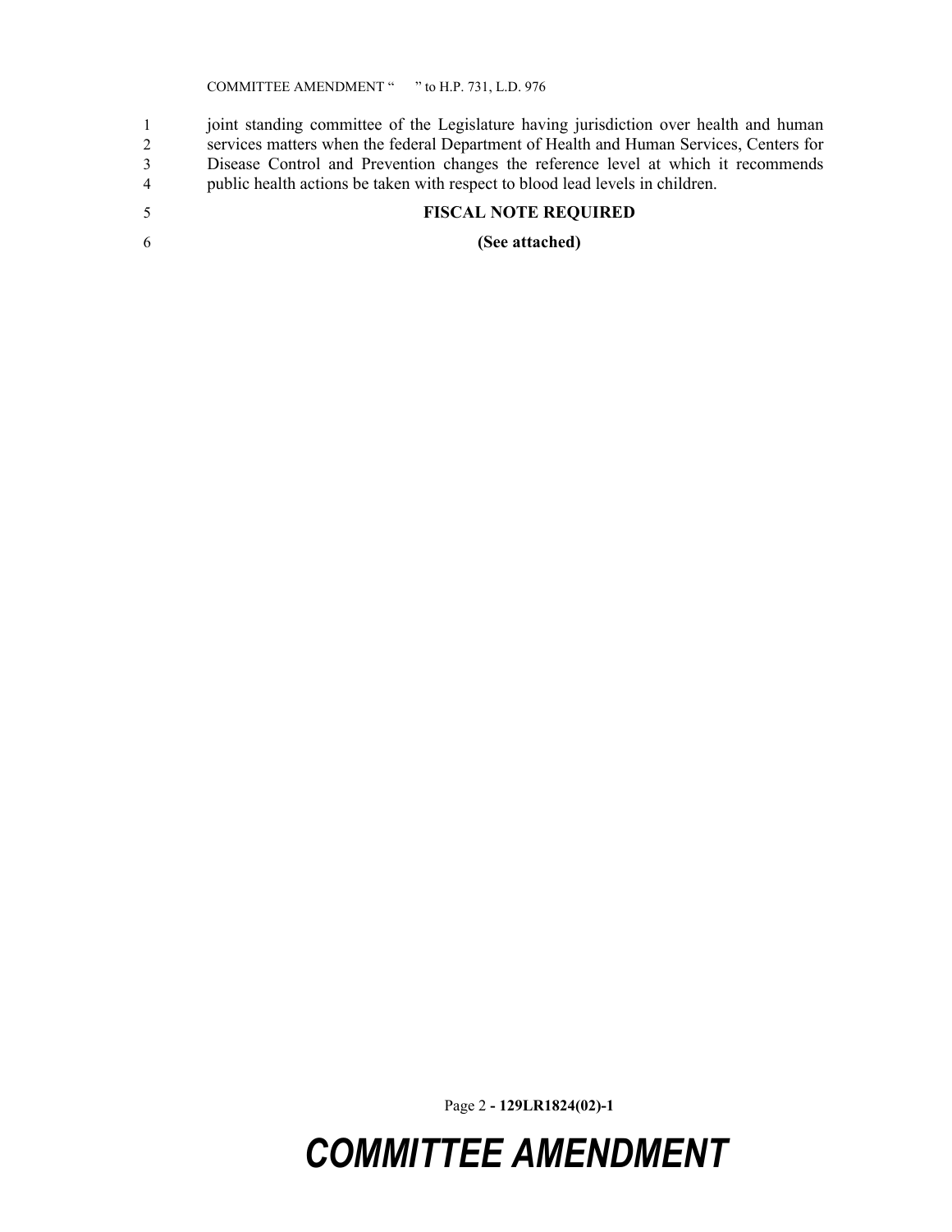joint standing committee of the Legislature having jurisdiction over health and human services matters when the federal Department of Health and Human Services, Centers for Disease Control and Prevention changes the reference level at which it recommends public health actions be taken with respect to blood lead levels in children.

**FISCAL NOTE REQUIRED**

**(See attached)**